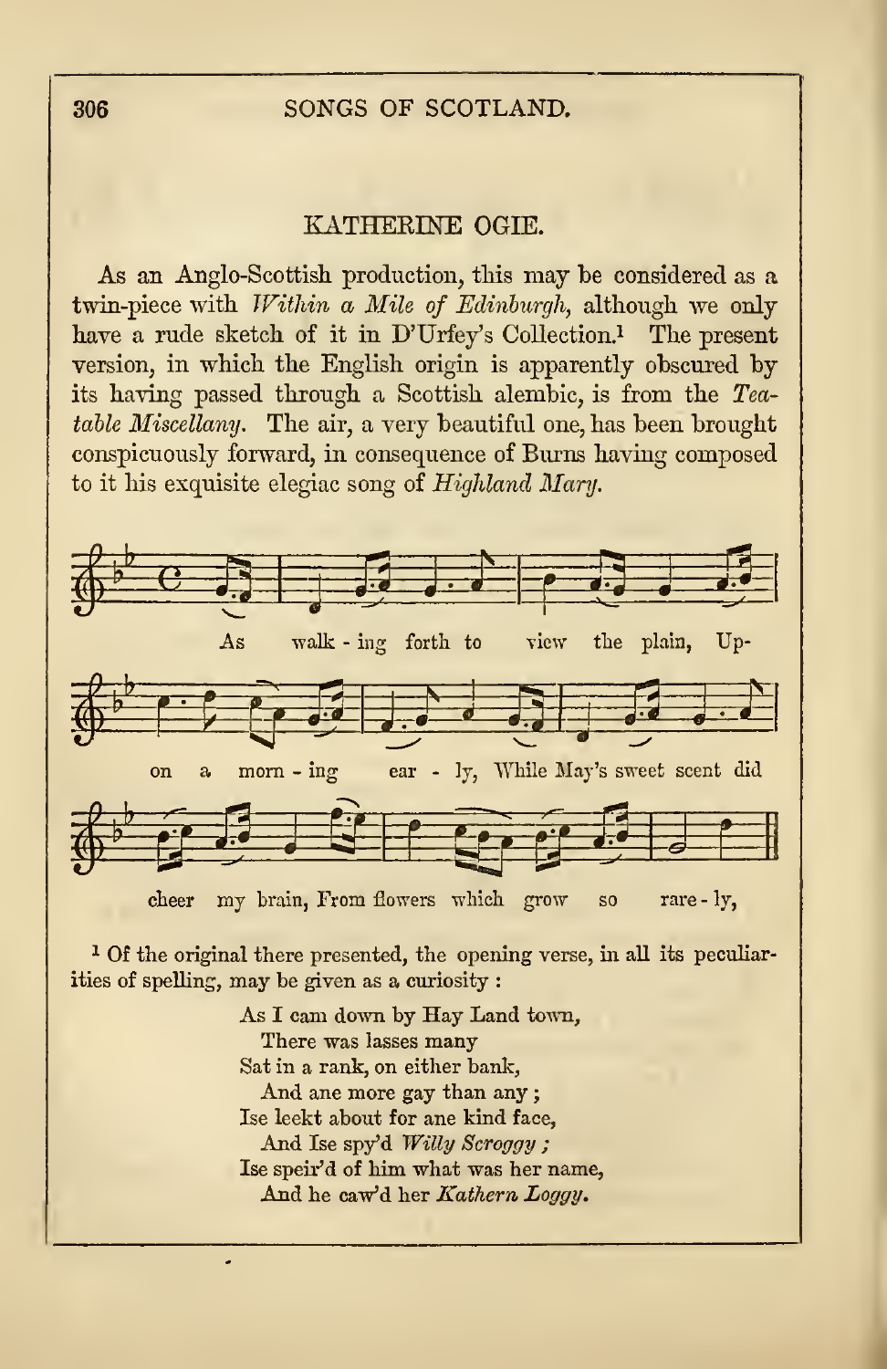## KATHERINE OGIE.

As an Anglo-Scottish production, this may be considered as a twin-piece with *Within a Mile of Edinburgh*, although we only have a rude sketch of it in D'Urfey's Collection.[1] The present version, in which the English origin is apparently obscured by its having passed through a Scottish alembic, is from the *Tea-table Miscellany*. The air, a very beautiful one, has been brought conspicuously forward, in consequence of Burns having composed to it his exquisite elegiac song of *Highland Mary*.

As walk - ing forth to view the plain, Up-

on a morn - ing ear - ly, While May's sweet scent did

cheer my brain, From flowers which grow so rare - ly,

[1] Of the original there presented, the opening verse, in all its peculiarities of spelling, may be given as a curiosity :

> As I cam down by Hay Land town,
> There was lasses many
> Sat in a rank, on either bank,
> And ane more gay than any ;
> Ise leekt about for ane kind face,
> And Ise spy'd *Willy Scroggy* ;
> Ise speir'd of him what was her name,
> And he caw'd her *Kathern Loggy*.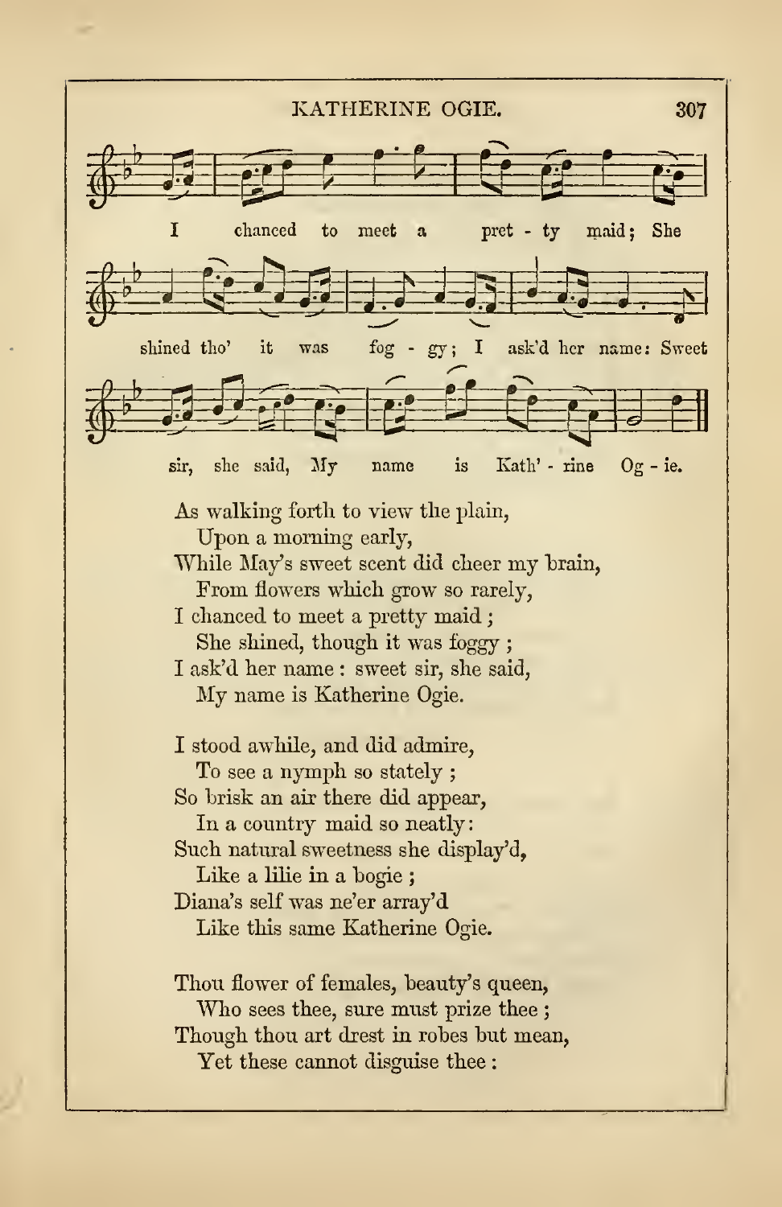# KATHERINE OGIE.

I chanced to meet a pret - ty maid; She shined tho' it was fog - gy; I ask'd her name: Sweet sir, she said, My name is Kath' - rine Og - ie.

As walking forth to view the plain,
  Upon a morning early,
While May's sweet scent did cheer my brain,
  From flowers which grow so rarely,
I chanced to meet a pretty maid;
  She shined, though it was foggy;
I ask'd her name: sweet sir, she said,
  My name is Katherine Ogie.

I stood awhile, and did admire,
  To see a nymph so stately;
So brisk an air there did appear,
  In a country maid so neatly:
Such natural sweetness she display'd,
  Like a lilie in a bogie;
Diana's self was ne'er array'd
  Like this same Katherine Ogie.

Thou flower of females, beauty's queen,
  Who sees thee, sure must prize thee;
Though thou art drest in robes but mean,
  Yet these cannot disguise thee: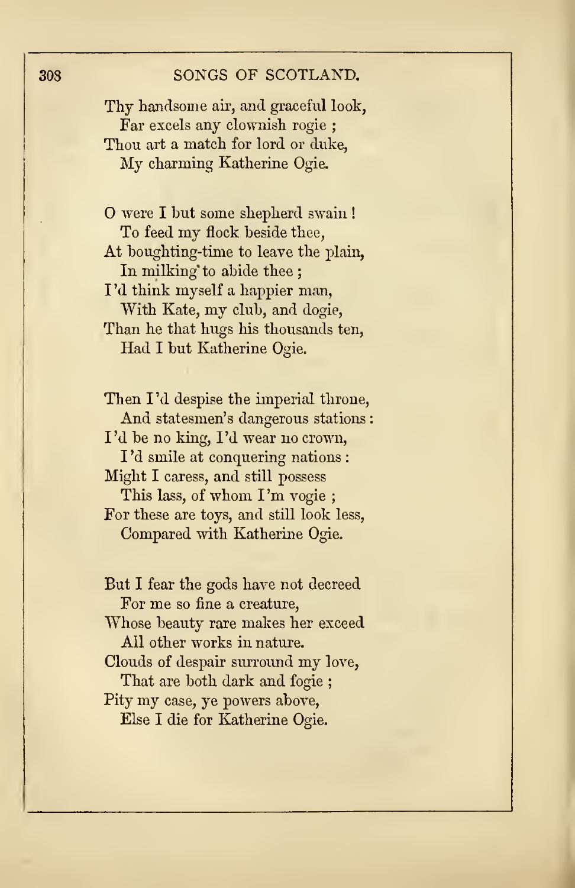Thy handsome air, and graceful look,
  Far excels any clownish rogie ;
Thou art a match for lord or duke,
  My charming Katherine Ogie.

O were I but some shepherd swain !
  To feed my flock beside thee,
At boughting-time to leave the plain,
  In milking to abide thee ;
I'd think myself a happier man,
  With Kate, my club, and dogie,
Than he that hugs his thousands ten,
  Had I but Katherine Ogie.

Then I'd despise the imperial throne,
  And statesmen's dangerous stations :
I'd be no king, I'd wear no crown,
  I'd smile at conquering nations :
Might I caress, and still possess
  This lass, of whom I'm vogie ;
For these are toys, and still look less,
  Compared with Katherine Ogie.

But I fear the gods have not decreed
  For me so fine a creature,
Whose beauty rare makes her exceed
  All other works in nature.
Clouds of despair surround my love,
  That are both dark and fogie ;
Pity my case, ye powers above,
  Else I die for Katherine Ogie.